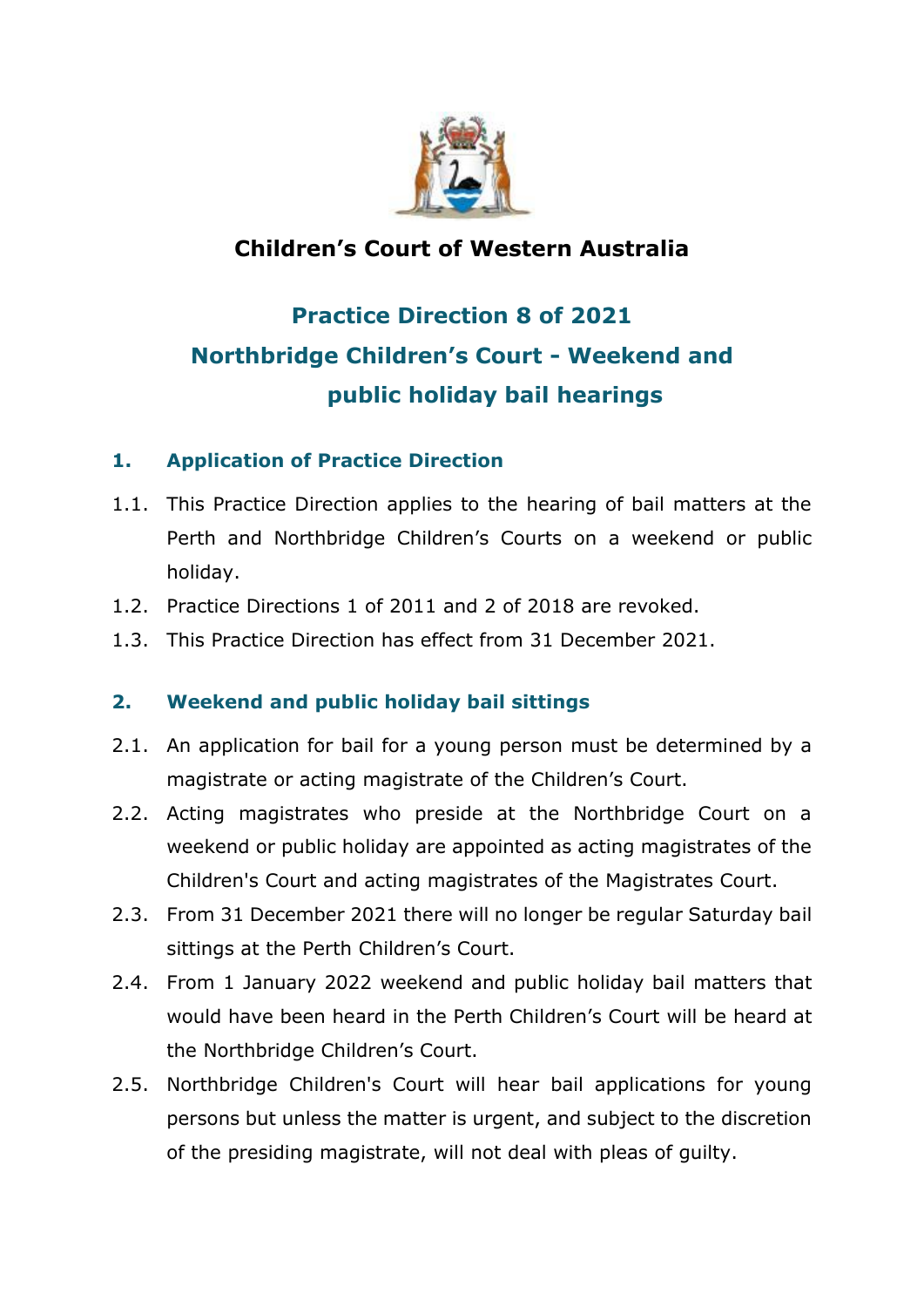# Children’s Court of Western Australia

## Practice Direction 8 of 2021
## Northbridge Children’s Court - Weekend and public holiday bail hearings

### 1. Application of Practice Direction

1.1. This Practice Direction applies to the hearing of bail matters at the Perth and Northbridge Children’s Courts on a weekend or public holiday.

1.2. Practice Directions 1 of 2011 and 2 of 2018 are revoked.

1.3. This Practice Direction has effect from 31 December 2021.

### 2. Weekend and public holiday bail sittings

2.1. An application for bail for a young person must be determined by a magistrate or acting magistrate of the Children’s Court.

2.2. Acting magistrates who preside at the Northbridge Court on a weekend or public holiday are appointed as acting magistrates of the Children's Court and acting magistrates of the Magistrates Court.

2.3. From 31 December 2021 there will no longer be regular Saturday bail sittings at the Perth Children’s Court.

2.4. From 1 January 2022 weekend and public holiday bail matters that would have been heard in the Perth Children’s Court will be heard at the Northbridge Children’s Court.

2.5. Northbridge Children's Court will hear bail applications for young persons but unless the matter is urgent, and subject to the discretion of the presiding magistrate, will not deal with pleas of guilty.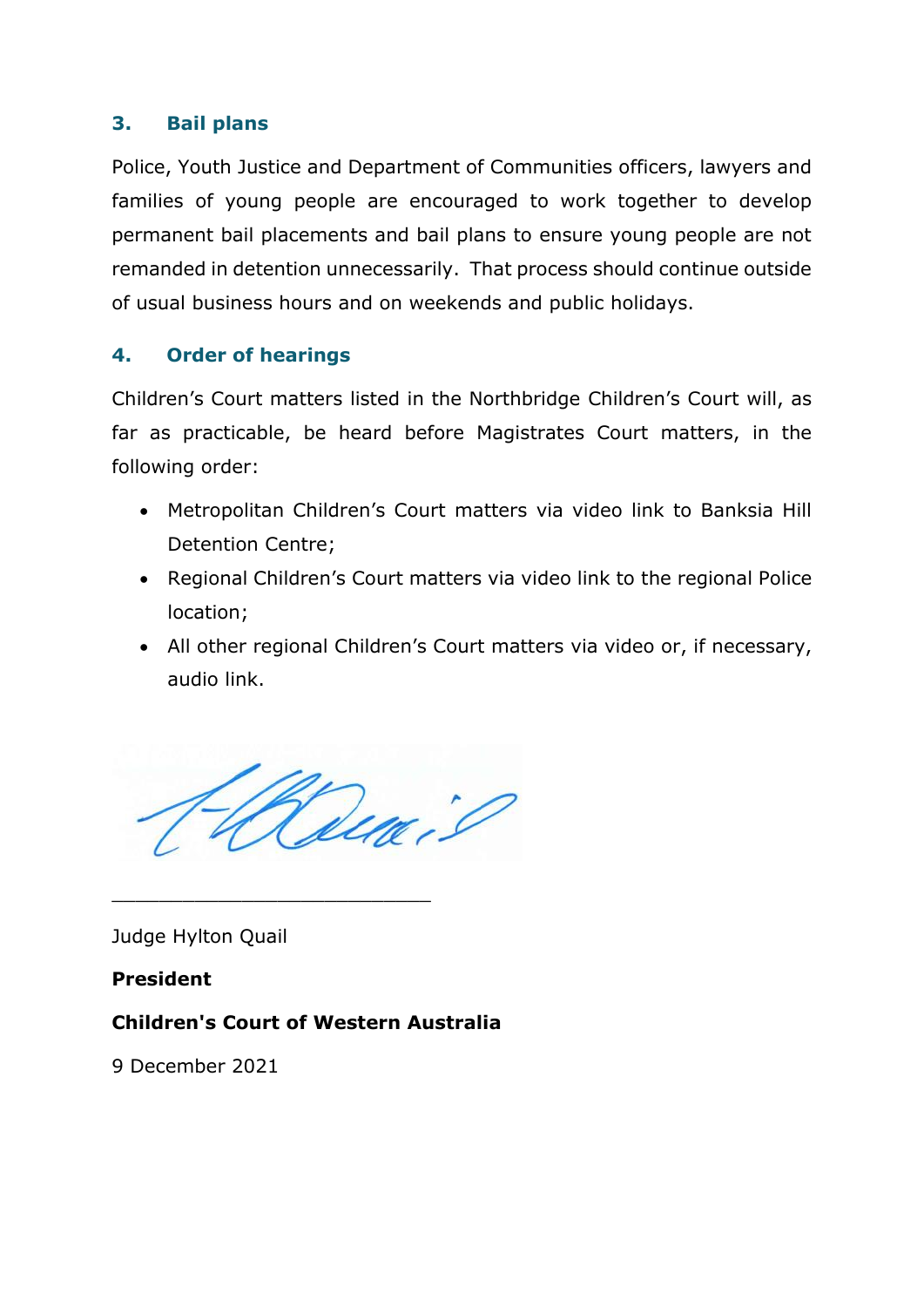## 3. Bail plans

Police, Youth Justice and Department of Communities officers, lawyers and families of young people are encouraged to work together to develop permanent bail placements and bail plans to ensure young people are not remanded in detention unnecessarily. That process should continue outside of usual business hours and on weekends and public holidays.

## 4. Order of hearings

Children's Court matters listed in the Northbridge Children's Court will, as far as practicable, be heard before Magistrates Court matters, in the following order:

- Metropolitan Children's Court matters via video link to Banksia Hill Detention Centre;
- Regional Children's Court matters via video link to the regional Police location;
- All other regional Children's Court matters via video or, if necessary, audio link.

\_\_\_\_\_\_\_\_\_\_\_\_\_\_\_\_\_\_\_\_\_\_\_\_\_\_\_\_

Judge Hylton Quail

**President**

**Children's Court of Western Australia**

9 December 2021